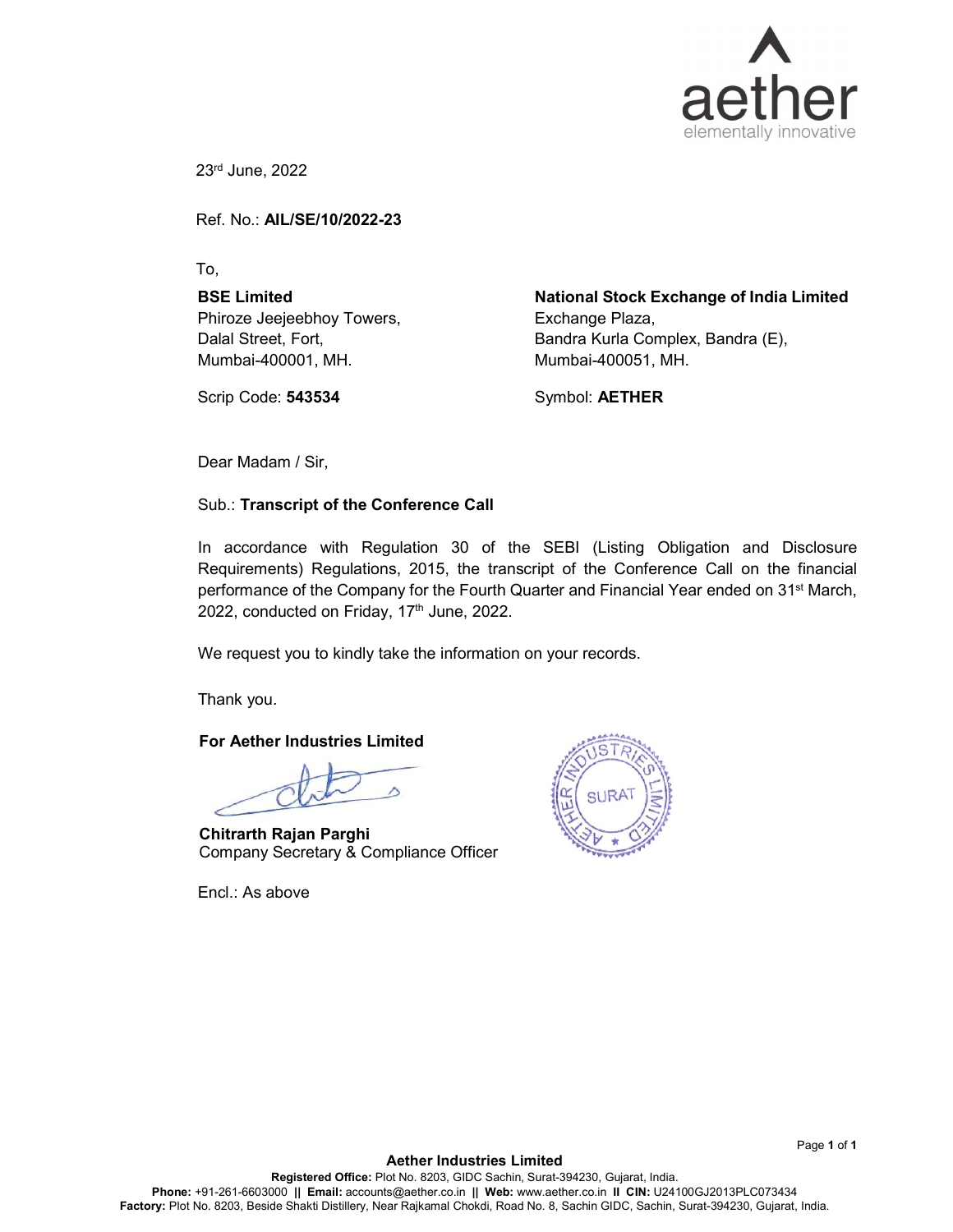aether
elementally innovative

23rd June, 2022

Ref. No.: **AIL/SE/10/2022-23**

To,

**BSE Limited**
Phiroze Jeejeebhoy Towers,
Dalal Street, Fort,
Mumbai-400001, MH.

Scrip Code: **543534**

**National Stock Exchange of India Limited**
Exchange Plaza,
Bandra Kurla Complex, Bandra (E),
Mumbai-400051, MH.

Symbol: **AETHER**

Dear Madam / Sir,

Sub.: **Transcript of the Conference Call**

In accordance with Regulation 30 of the SEBI (Listing Obligation and Disclosure Requirements) Regulations, 2015, the transcript of the Conference Call on the financial performance of the Company for the Fourth Quarter and Financial Year ended on 31st March, 2022, conducted on Friday, 17th June, 2022.

We request you to kindly take the information on your records.

Thank you.

**For Aether Industries Limited**

**Chitrarth Rajan Parghi**
Company Secretary & Compliance Officer

Encl.: As above

**Aether Industries Limited**
**Registered Office:** Plot No. 8203, GIDC Sachin, Surat-394230, Gujarat, India.
**Phone:** +91-261-6603000 || **Email:** accounts@aether.co.in || **Web:** www.aether.co.in II **CIN:** U24100GJ2013PLC073434
**Factory:** Plot No. 8203, Beside Shakti Distillery, Near Rajkamal Chokdi, Road No. 8, Sachin GIDC, Sachin, Surat-394230, Gujarat, India.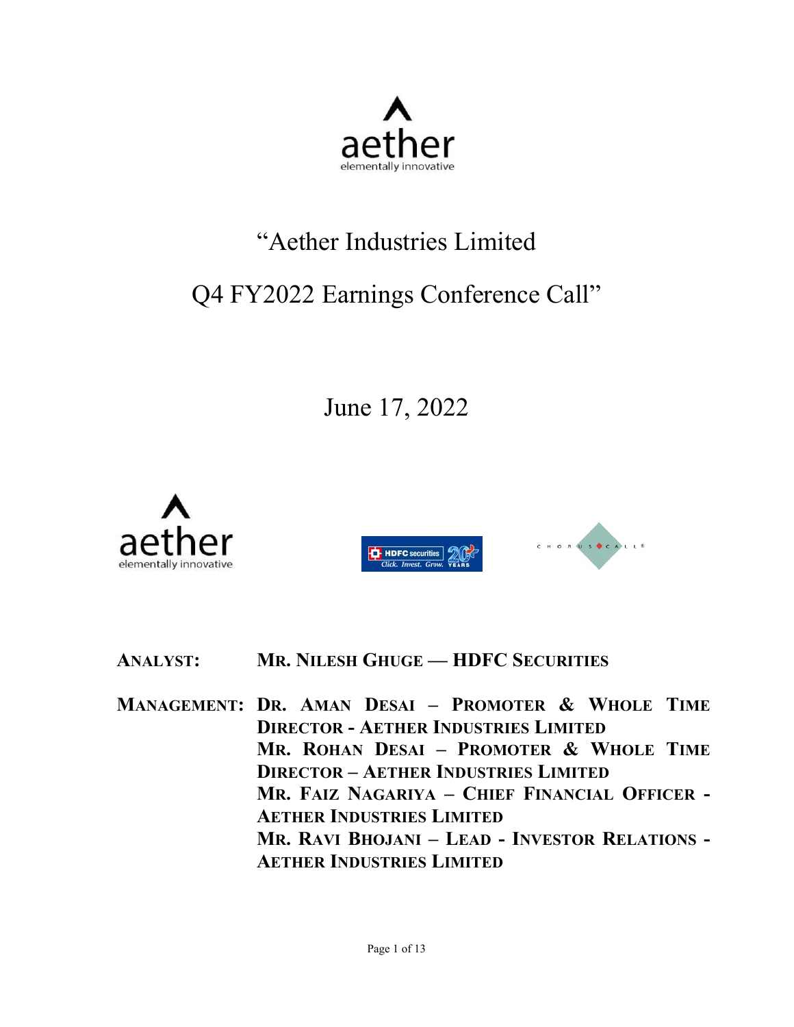# "Aether Industries Limited

# Q4 FY2022 Earnings Conference Call"

June 17, 2022

**ANALYST:** **MR. NILESH GHUGE — HDFC SECURITIES**

**MANAGEMENT:** **DR. AMAN DESAI – PROMOTER & WHOLE TIME DIRECTOR - AETHER INDUSTRIES LIMITED**
**MR. ROHAN DESAI – PROMOTER & WHOLE TIME DIRECTOR – AETHER INDUSTRIES LIMITED**
**MR. FAIZ NAGARIYA – CHIEF FINANCIAL OFFICER - AETHER INDUSTRIES LIMITED**
**MR. RAVI BHOJANI – LEAD - INVESTOR RELATIONS - AETHER INDUSTRIES LIMITED**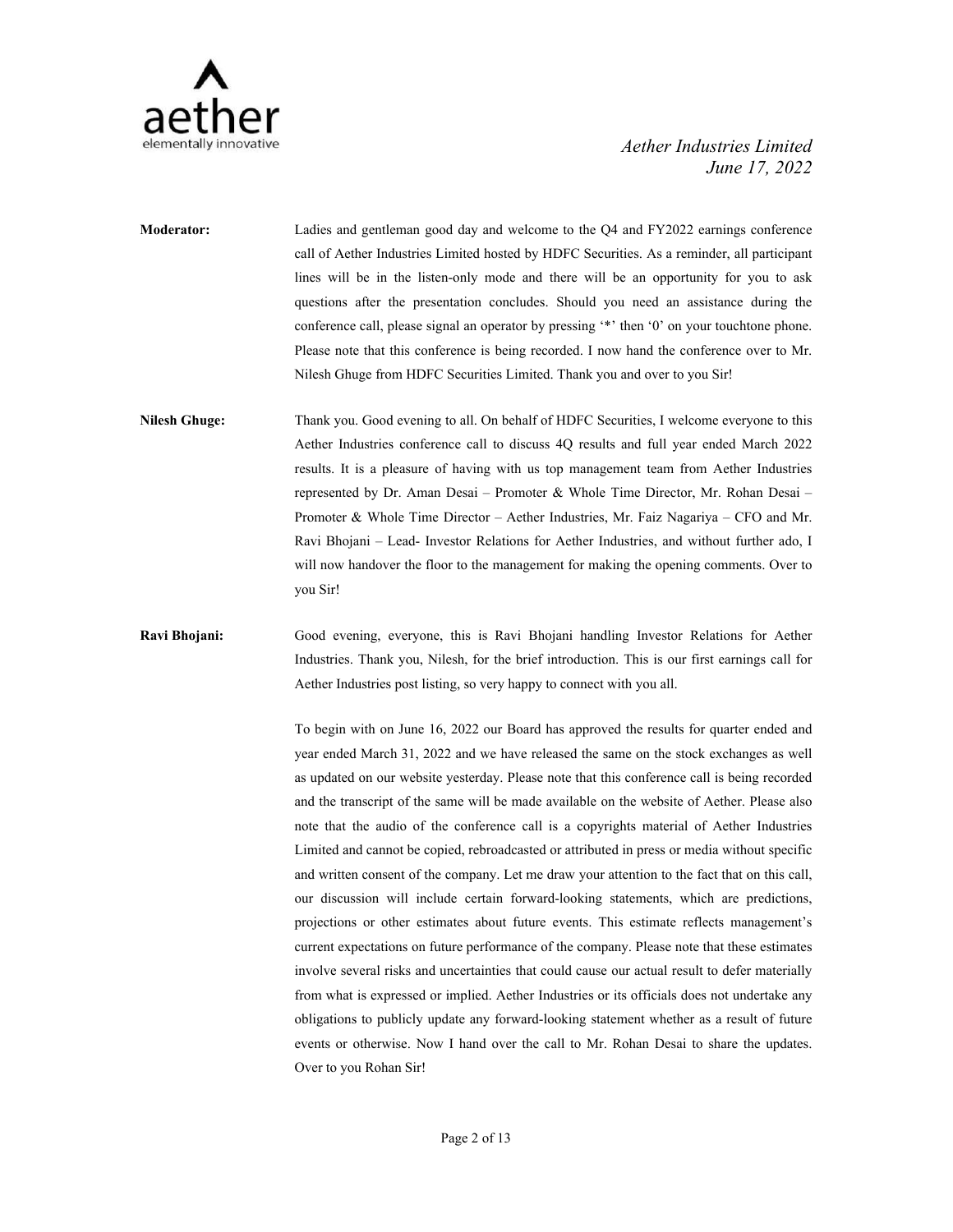**Moderator:** Ladies and gentleman good day and welcome to the Q4 and FY2022 earnings conference call of Aether Industries Limited hosted by HDFC Securities. As a reminder, all participant lines will be in the listen-only mode and there will be an opportunity for you to ask questions after the presentation concludes. Should you need an assistance during the conference call, please signal an operator by pressing '*' then '0' on your touchtone phone. Please note that this conference is being recorded. I now hand the conference over to Mr. Nilesh Ghuge from HDFC Securities Limited. Thank you and over to you Sir!

**Nilesh Ghuge:** Thank you. Good evening to all. On behalf of HDFC Securities, I welcome everyone to this Aether Industries conference call to discuss 4Q results and full year ended March 2022 results. It is a pleasure of having with us top management team from Aether Industries represented by Dr. Aman Desai – Promoter & Whole Time Director, Mr. Rohan Desai – Promoter & Whole Time Director – Aether Industries, Mr. Faiz Nagariya – CFO and Mr. Ravi Bhojani – Lead- Investor Relations for Aether Industries, and without further ado, I will now handover the floor to the management for making the opening comments. Over to you Sir!

**Ravi Bhojani:** Good evening, everyone, this is Ravi Bhojani handling Investor Relations for Aether Industries. Thank you, Nilesh, for the brief introduction. This is our first earnings call for Aether Industries post listing, so very happy to connect with you all.

To begin with on June 16, 2022 our Board has approved the results for quarter ended and year ended March 31, 2022 and we have released the same on the stock exchanges as well as updated on our website yesterday. Please note that this conference call is being recorded and the transcript of the same will be made available on the website of Aether. Please also note that the audio of the conference call is a copyrights material of Aether Industries Limited and cannot be copied, rebroadcasted or attributed in press or media without specific and written consent of the company. Let me draw your attention to the fact that on this call, our discussion will include certain forward-looking statements, which are predictions, projections or other estimates about future events. This estimate reflects management's current expectations on future performance of the company. Please note that these estimates involve several risks and uncertainties that could cause our actual result to defer materially from what is expressed or implied. Aether Industries or its officials does not undertake any obligations to publicly update any forward-looking statement whether as a result of future events or otherwise. Now I hand over the call to Mr. Rohan Desai to share the updates. Over to you Rohan Sir!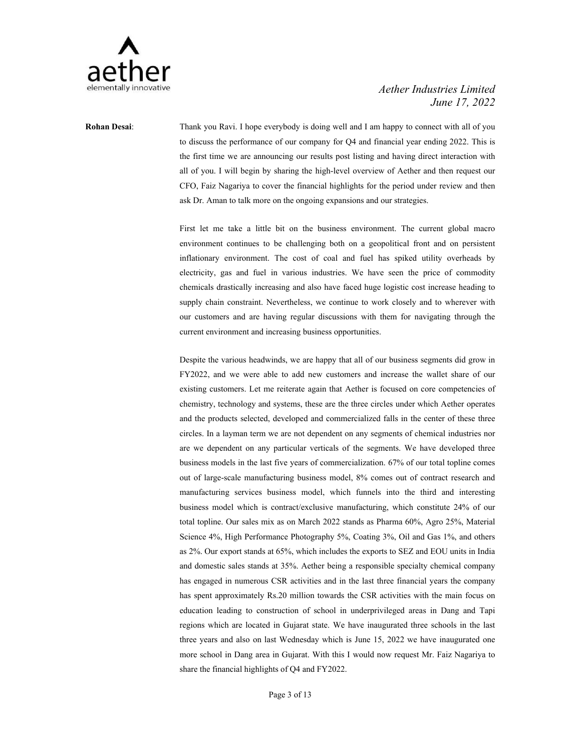**Rohan Desai**: Thank you Ravi. I hope everybody is doing well and I am happy to connect with all of you to discuss the performance of our company for Q4 and financial year ending 2022. This is the first time we are announcing our results post listing and having direct interaction with all of you. I will begin by sharing the high-level overview of Aether and then request our CFO, Faiz Nagariya to cover the financial highlights for the period under review and then ask Dr. Aman to talk more on the ongoing expansions and our strategies.

First let me take a little bit on the business environment. The current global macro environment continues to be challenging both on a geopolitical front and on persistent inflationary environment. The cost of coal and fuel has spiked utility overheads by electricity, gas and fuel in various industries. We have seen the price of commodity chemicals drastically increasing and also have faced huge logistic cost increase heading to supply chain constraint. Nevertheless, we continue to work closely and to wherever with our customers and are having regular discussions with them for navigating through the current environment and increasing business opportunities.

Despite the various headwinds, we are happy that all of our business segments did grow in FY2022, and we were able to add new customers and increase the wallet share of our existing customers. Let me reiterate again that Aether is focused on core competencies of chemistry, technology and systems, these are the three circles under which Aether operates and the products selected, developed and commercialized falls in the center of these three circles. In a layman term we are not dependent on any segments of chemical industries nor are we dependent on any particular verticals of the segments. We have developed three business models in the last five years of commercialization. 67% of our total topline comes out of large-scale manufacturing business model, 8% comes out of contract research and manufacturing services business model, which funnels into the third and interesting business model which is contract/exclusive manufacturing, which constitute 24% of our total topline. Our sales mix as on March 2022 stands as Pharma 60%, Agro 25%, Material Science 4%, High Performance Photography 5%, Coating 3%, Oil and Gas 1%, and others as 2%. Our export stands at 65%, which includes the exports to SEZ and EOU units in India and domestic sales stands at 35%. Aether being a responsible specialty chemical company has engaged in numerous CSR activities and in the last three financial years the company has spent approximately Rs.20 million towards the CSR activities with the main focus on education leading to construction of school in underprivileged areas in Dang and Tapi regions which are located in Gujarat state. We have inaugurated three schools in the last three years and also on last Wednesday which is June 15, 2022 we have inaugurated one more school in Dang area in Gujarat. With this I would now request Mr. Faiz Nagariya to share the financial highlights of Q4 and FY2022.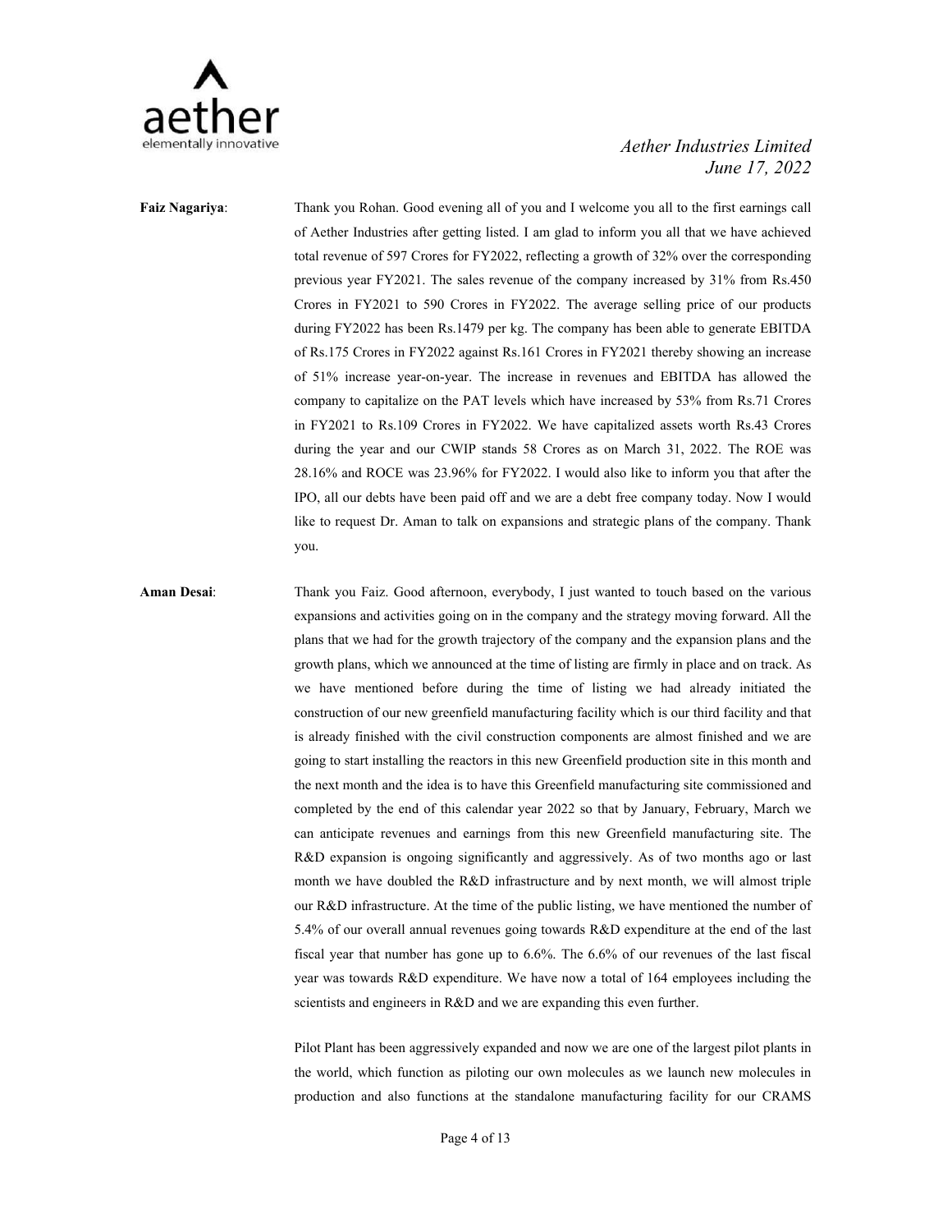**Faiz Nagariya**: Thank you Rohan. Good evening all of you and I welcome you all to the first earnings call of Aether Industries after getting listed. I am glad to inform you all that we have achieved total revenue of 597 Crores for FY2022, reflecting a growth of 32% over the corresponding previous year FY2021. The sales revenue of the company increased by 31% from Rs.450 Crores in FY2021 to 590 Crores in FY2022. The average selling price of our products during FY2022 has been Rs.1479 per kg. The company has been able to generate EBITDA of Rs.175 Crores in FY2022 against Rs.161 Crores in FY2021 thereby showing an increase of 51% increase year-on-year. The increase in revenues and EBITDA has allowed the company to capitalize on the PAT levels which have increased by 53% from Rs.71 Crores in FY2021 to Rs.109 Crores in FY2022. We have capitalized assets worth Rs.43 Crores during the year and our CWIP stands 58 Crores as on March 31, 2022. The ROE was 28.16% and ROCE was 23.96% for FY2022. I would also like to inform you that after the IPO, all our debts have been paid off and we are a debt free company today. Now I would like to request Dr. Aman to talk on expansions and strategic plans of the company. Thank you.

**Aman Desai**: Thank you Faiz. Good afternoon, everybody, I just wanted to touch based on the various expansions and activities going on in the company and the strategy moving forward. All the plans that we had for the growth trajectory of the company and the expansion plans and the growth plans, which we announced at the time of listing are firmly in place and on track. As we have mentioned before during the time of listing we had already initiated the construction of our new greenfield manufacturing facility which is our third facility and that is already finished with the civil construction components are almost finished and we are going to start installing the reactors in this new Greenfield production site in this month and the next month and the idea is to have this Greenfield manufacturing site commissioned and completed by the end of this calendar year 2022 so that by January, February, March we can anticipate revenues and earnings from this new Greenfield manufacturing site. The R&D expansion is ongoing significantly and aggressively. As of two months ago or last month we have doubled the R&D infrastructure and by next month, we will almost triple our R&D infrastructure. At the time of the public listing, we have mentioned the number of 5.4% of our overall annual revenues going towards R&D expenditure at the end of the last fiscal year that number has gone up to 6.6%. The 6.6% of our revenues of the last fiscal year was towards R&D expenditure. We have now a total of 164 employees including the scientists and engineers in R&D and we are expanding this even further.

Pilot Plant has been aggressively expanded and now we are one of the largest pilot plants in the world, which function as piloting our own molecules as we launch new molecules in production and also functions at the standalone manufacturing facility for our CRAMS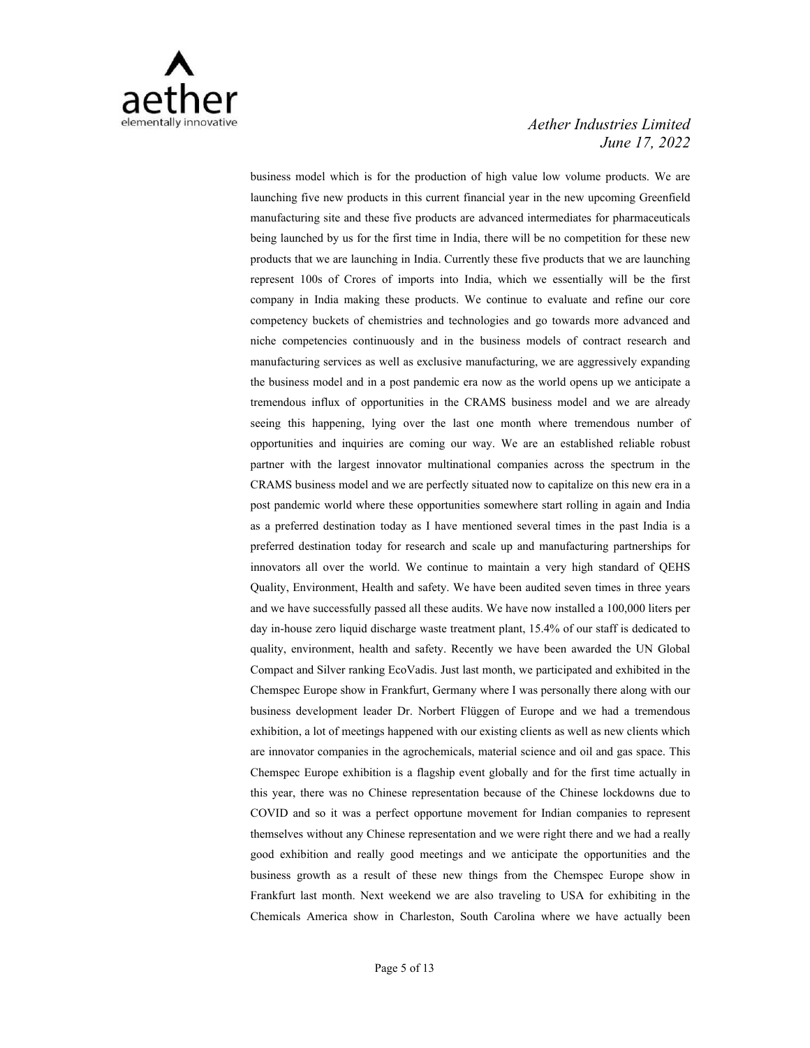business model which is for the production of high value low volume products. We are launching five new products in this current financial year in the new upcoming Greenfield manufacturing site and these five products are advanced intermediates for pharmaceuticals being launched by us for the first time in India, there will be no competition for these new products that we are launching in India. Currently these five products that we are launching represent 100s of Crores of imports into India, which we essentially will be the first company in India making these products. We continue to evaluate and refine our core competency buckets of chemistries and technologies and go towards more advanced and niche competencies continuously and in the business models of contract research and manufacturing services as well as exclusive manufacturing, we are aggressively expanding the business model and in a post pandemic era now as the world opens up we anticipate a tremendous influx of opportunities in the CRAMS business model and we are already seeing this happening, lying over the last one month where tremendous number of opportunities and inquiries are coming our way. We are an established reliable robust partner with the largest innovator multinational companies across the spectrum in the CRAMS business model and we are perfectly situated now to capitalize on this new era in a post pandemic world where these opportunities somewhere start rolling in again and India as a preferred destination today as I have mentioned several times in the past India is a preferred destination today for research and scale up and manufacturing partnerships for innovators all over the world. We continue to maintain a very high standard of QEHS Quality, Environment, Health and safety. We have been audited seven times in three years and we have successfully passed all these audits. We have now installed a 100,000 liters per day in-house zero liquid discharge waste treatment plant, 15.4% of our staff is dedicated to quality, environment, health and safety. Recently we have been awarded the UN Global Compact and Silver ranking EcoVadis. Just last month, we participated and exhibited in the Chemspec Europe show in Frankfurt, Germany where I was personally there along with our business development leader Dr. Norbert Flüggen of Europe and we had a tremendous exhibition, a lot of meetings happened with our existing clients as well as new clients which are innovator companies in the agrochemicals, material science and oil and gas space. This Chemspec Europe exhibition is a flagship event globally and for the first time actually in this year, there was no Chinese representation because of the Chinese lockdowns due to COVID and so it was a perfect opportune movement for Indian companies to represent themselves without any Chinese representation and we were right there and we had a really good exhibition and really good meetings and we anticipate the opportunities and the business growth as a result of these new things from the Chemspec Europe show in Frankfurt last month. Next weekend we are also traveling to USA for exhibiting in the Chemicals America show in Charleston, South Carolina where we have actually been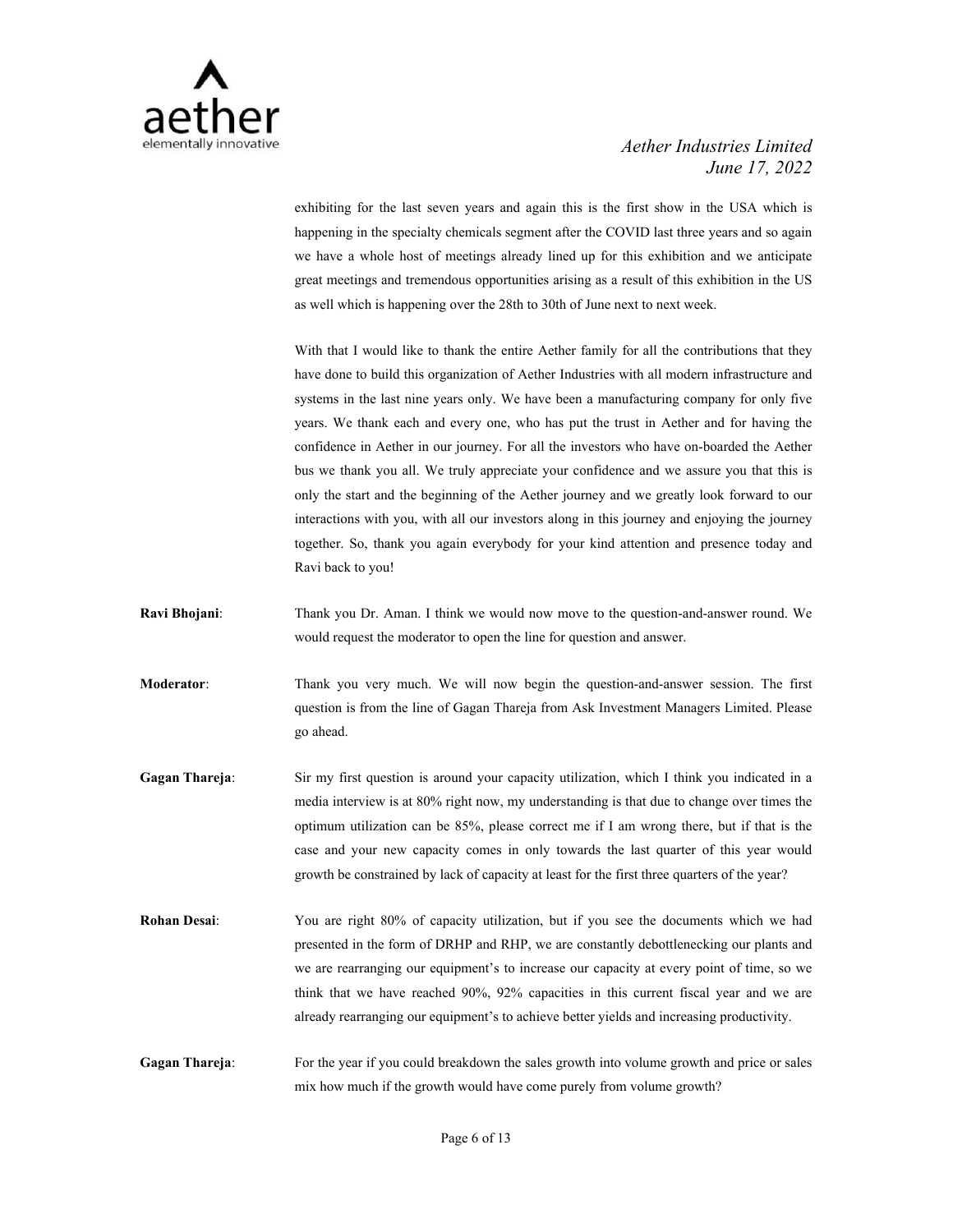exhibiting for the last seven years and again this is the first show in the USA which is happening in the specialty chemicals segment after the COVID last three years and so again we have a whole host of meetings already lined up for this exhibition and we anticipate great meetings and tremendous opportunities arising as a result of this exhibition in the US as well which is happening over the 28th to 30th of June next to next week.

With that I would like to thank the entire Aether family for all the contributions that they have done to build this organization of Aether Industries with all modern infrastructure and systems in the last nine years only. We have been a manufacturing company for only five years. We thank each and every one, who has put the trust in Aether and for having the confidence in Aether in our journey. For all the investors who have on-boarded the Aether bus we thank you all. We truly appreciate your confidence and we assure you that this is only the start and the beginning of the Aether journey and we greatly look forward to our interactions with you, with all our investors along in this journey and enjoying the journey together. So, thank you again everybody for your kind attention and presence today and Ravi back to you!

**Ravi Bhojani**: Thank you Dr. Aman. I think we would now move to the question-and-answer round. We would request the moderator to open the line for question and answer.

**Moderator**: Thank you very much. We will now begin the question-and-answer session. The first question is from the line of Gagan Thareja from Ask Investment Managers Limited. Please go ahead.

**Gagan Thareja**: Sir my first question is around your capacity utilization, which I think you indicated in a media interview is at 80% right now, my understanding is that due to change over times the optimum utilization can be 85%, please correct me if I am wrong there, but if that is the case and your new capacity comes in only towards the last quarter of this year would growth be constrained by lack of capacity at least for the first three quarters of the year?

**Rohan Desai**: You are right 80% of capacity utilization, but if you see the documents which we had presented in the form of DRHP and RHP, we are constantly debottlenecking our plants and we are rearranging our equipment's to increase our capacity at every point of time, so we think that we have reached 90%, 92% capacities in this current fiscal year and we are already rearranging our equipment's to achieve better yields and increasing productivity.

**Gagan Thareja**: For the year if you could breakdown the sales growth into volume growth and price or sales mix how much if the growth would have come purely from volume growth?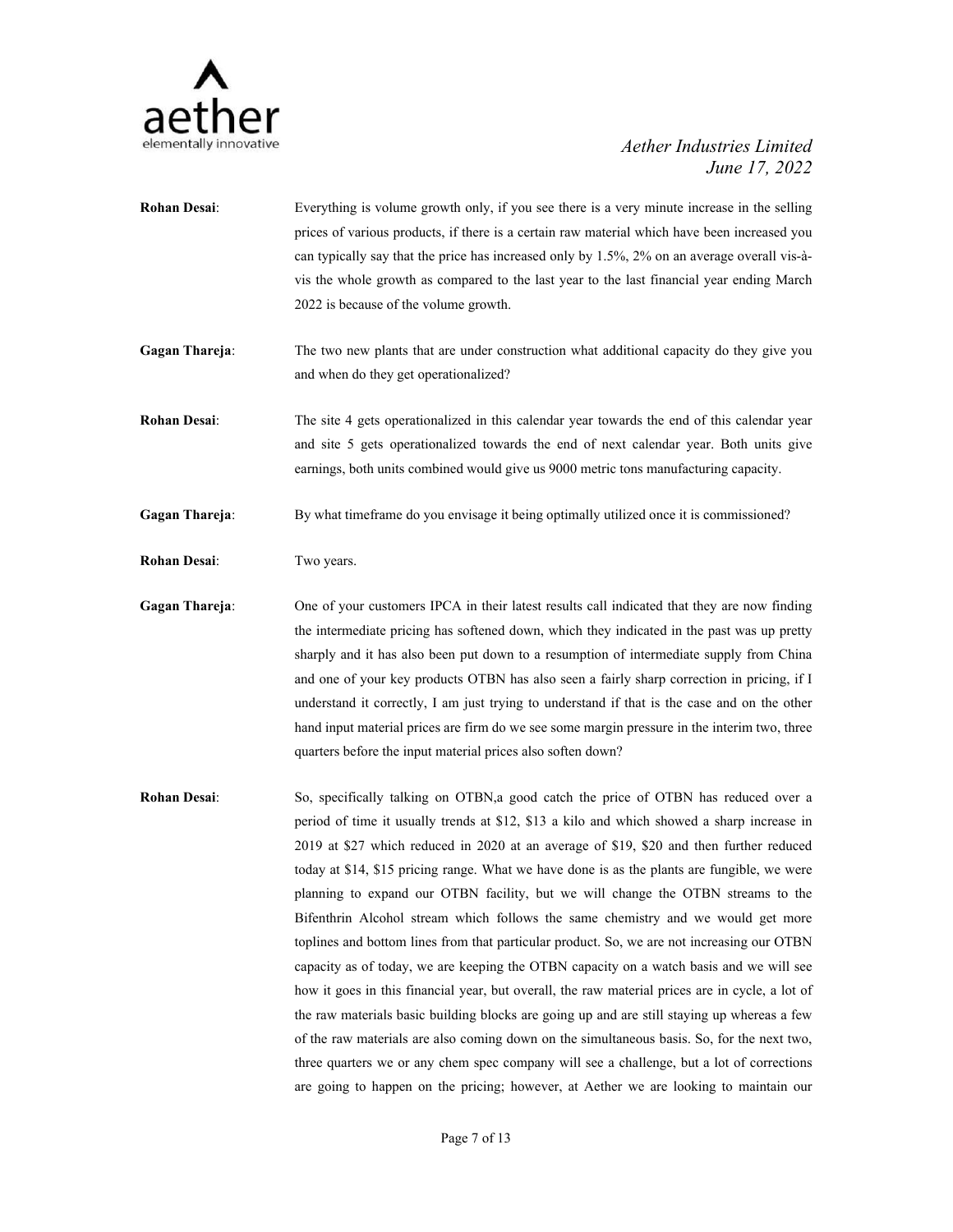**Rohan Desai**: Everything is volume growth only, if you see there is a very minute increase in the selling prices of various products, if there is a certain raw material which have been increased you can typically say that the price has increased only by 1.5%, 2% on an average overall vis-à-vis the whole growth as compared to the last year to the last financial year ending March 2022 is because of the volume growth.

**Gagan Thareja**: The two new plants that are under construction what additional capacity do they give you and when do they get operationalized?

**Rohan Desai**: The site 4 gets operationalized in this calendar year towards the end of this calendar year and site 5 gets operationalized towards the end of next calendar year. Both units give earnings, both units combined would give us 9000 metric tons manufacturing capacity.

**Gagan Thareja**: By what timeframe do you envisage it being optimally utilized once it is commissioned?

**Rohan Desai**: Two years.

**Gagan Thareja**: One of your customers IPCA in their latest results call indicated that they are now finding the intermediate pricing has softened down, which they indicated in the past was up pretty sharply and it has also been put down to a resumption of intermediate supply from China and one of your key products OTBN has also seen a fairly sharp correction in pricing, if I understand it correctly, I am just trying to understand if that is the case and on the other hand input material prices are firm do we see some margin pressure in the interim two, three quarters before the input material prices also soften down?

**Rohan Desai**: So, specifically talking on OTBN,a good catch the price of OTBN has reduced over a period of time it usually trends at $12, $13 a kilo and which showed a sharp increase in 2019 at $27 which reduced in 2020 at an average of $19, $20 and then further reduced today at $14, $15 pricing range. What we have done is as the plants are fungible, we were planning to expand our OTBN facility, but we will change the OTBN streams to the Bifenthrin Alcohol stream which follows the same chemistry and we would get more toplines and bottom lines from that particular product. So, we are not increasing our OTBN capacity as of today, we are keeping the OTBN capacity on a watch basis and we will see how it goes in this financial year, but overall, the raw material prices are in cycle, a lot of the raw materials basic building blocks are going up and are still staying up whereas a few of the raw materials are also coming down on the simultaneous basis. So, for the next two, three quarters we or any chem spec company will see a challenge, but a lot of corrections are going to happen on the pricing; however, at Aether we are looking to maintain our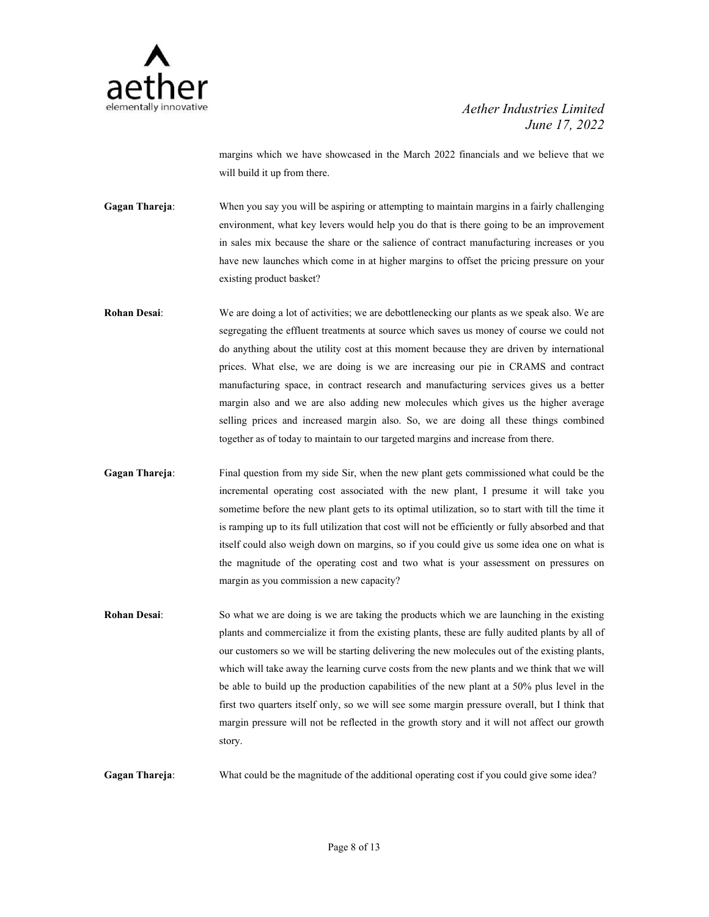margins which we have showcased in the March 2022 financials and we believe that we will build it up from there.

**Gagan Thareja**: When you say you will be aspiring or attempting to maintain margins in a fairly challenging environment, what key levers would help you do that is there going to be an improvement in sales mix because the share or the salience of contract manufacturing increases or you have new launches which come in at higher margins to offset the pricing pressure on your existing product basket?

**Rohan Desai**: We are doing a lot of activities; we are debottlenecking our plants as we speak also. We are segregating the effluent treatments at source which saves us money of course we could not do anything about the utility cost at this moment because they are driven by international prices. What else, we are doing is we are increasing our pie in CRAMS and contract manufacturing space, in contract research and manufacturing services gives us a better margin also and we are also adding new molecules which gives us the higher average selling prices and increased margin also. So, we are doing all these things combined together as of today to maintain to our targeted margins and increase from there.

**Gagan Thareja**: Final question from my side Sir, when the new plant gets commissioned what could be the incremental operating cost associated with the new plant, I presume it will take you sometime before the new plant gets to its optimal utilization, so to start with till the time it is ramping up to its full utilization that cost will not be efficiently or fully absorbed and that itself could also weigh down on margins, so if you could give us some idea one on what is the magnitude of the operating cost and two what is your assessment on pressures on margin as you commission a new capacity?

**Rohan Desai**: So what we are doing is we are taking the products which we are launching in the existing plants and commercialize it from the existing plants, these are fully audited plants by all of our customers so we will be starting delivering the new molecules out of the existing plants, which will take away the learning curve costs from the new plants and we think that we will be able to build up the production capabilities of the new plant at a 50% plus level in the first two quarters itself only, so we will see some margin pressure overall, but I think that margin pressure will not be reflected in the growth story and it will not affect our growth story.

**Gagan Thareja**: What could be the magnitude of the additional operating cost if you could give some idea?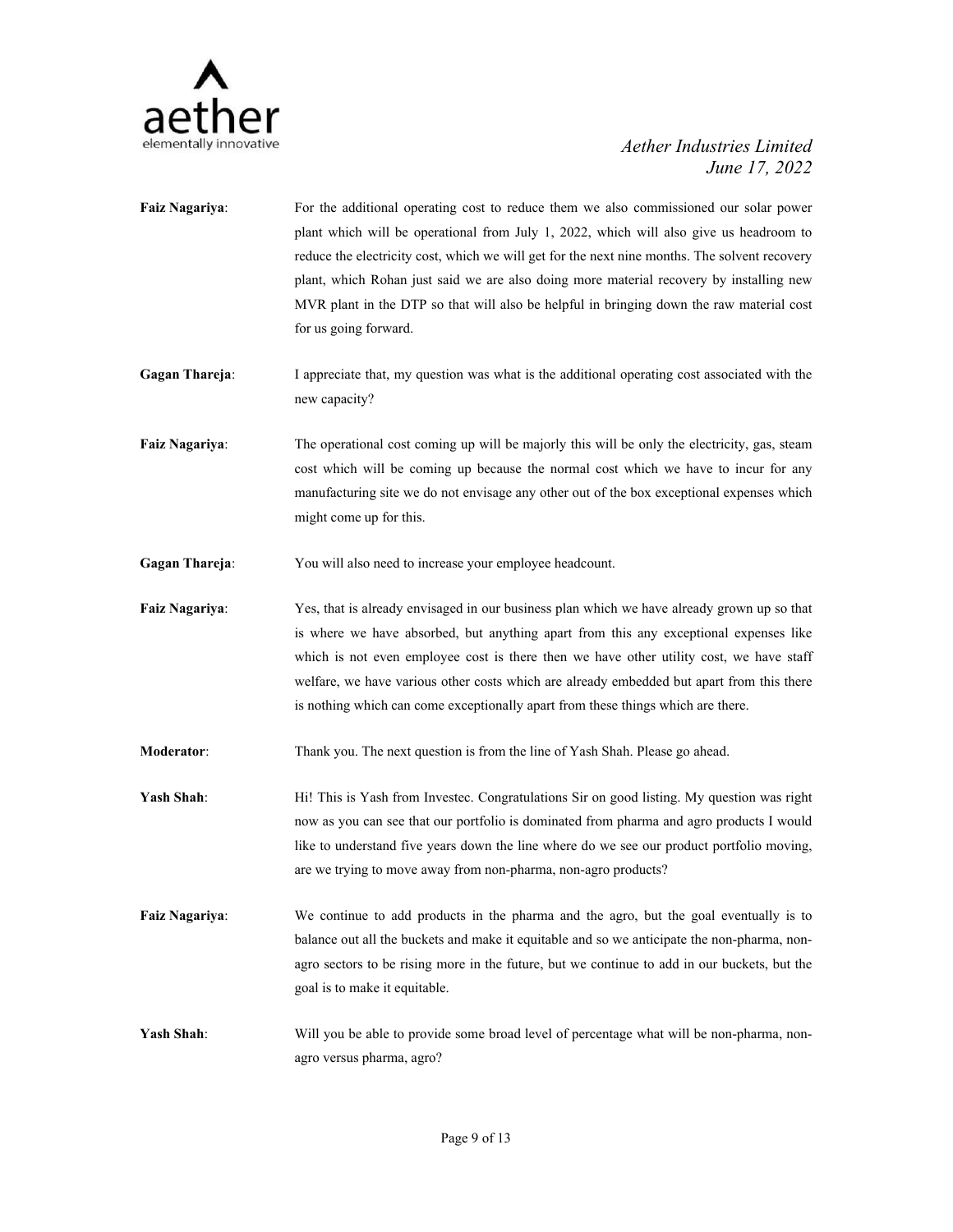**Faiz Nagariya**: For the additional operating cost to reduce them we also commissioned our solar power plant which will be operational from July 1, 2022, which will also give us headroom to reduce the electricity cost, which we will get for the next nine months. The solvent recovery plant, which Rohan just said we are also doing more material recovery by installing new MVR plant in the DTP so that will also be helpful in bringing down the raw material cost for us going forward.

**Gagan Thareja**: I appreciate that, my question was what is the additional operating cost associated with the new capacity?

**Faiz Nagariya**: The operational cost coming up will be majorly this will be only the electricity, gas, steam cost which will be coming up because the normal cost which we have to incur for any manufacturing site we do not envisage any other out of the box exceptional expenses which might come up for this.

**Gagan Thareja**: You will also need to increase your employee headcount.

**Faiz Nagariya**: Yes, that is already envisaged in our business plan which we have already grown up so that is where we have absorbed, but anything apart from this any exceptional expenses like which is not even employee cost is there then we have other utility cost, we have staff welfare, we have various other costs which are already embedded but apart from this there is nothing which can come exceptionally apart from these things which are there.

**Moderator**: Thank you. The next question is from the line of Yash Shah. Please go ahead.

**Yash Shah**: Hi! This is Yash from Investec. Congratulations Sir on good listing. My question was right now as you can see that our portfolio is dominated from pharma and agro products I would like to understand five years down the line where do we see our product portfolio moving, are we trying to move away from non-pharma, non-agro products?

**Faiz Nagariya**: We continue to add products in the pharma and the agro, but the goal eventually is to balance out all the buckets and make it equitable and so we anticipate the non-pharma, non-agro sectors to be rising more in the future, but we continue to add in our buckets, but the goal is to make it equitable.

**Yash Shah**: Will you be able to provide some broad level of percentage what will be non-pharma, non-agro versus pharma, agro?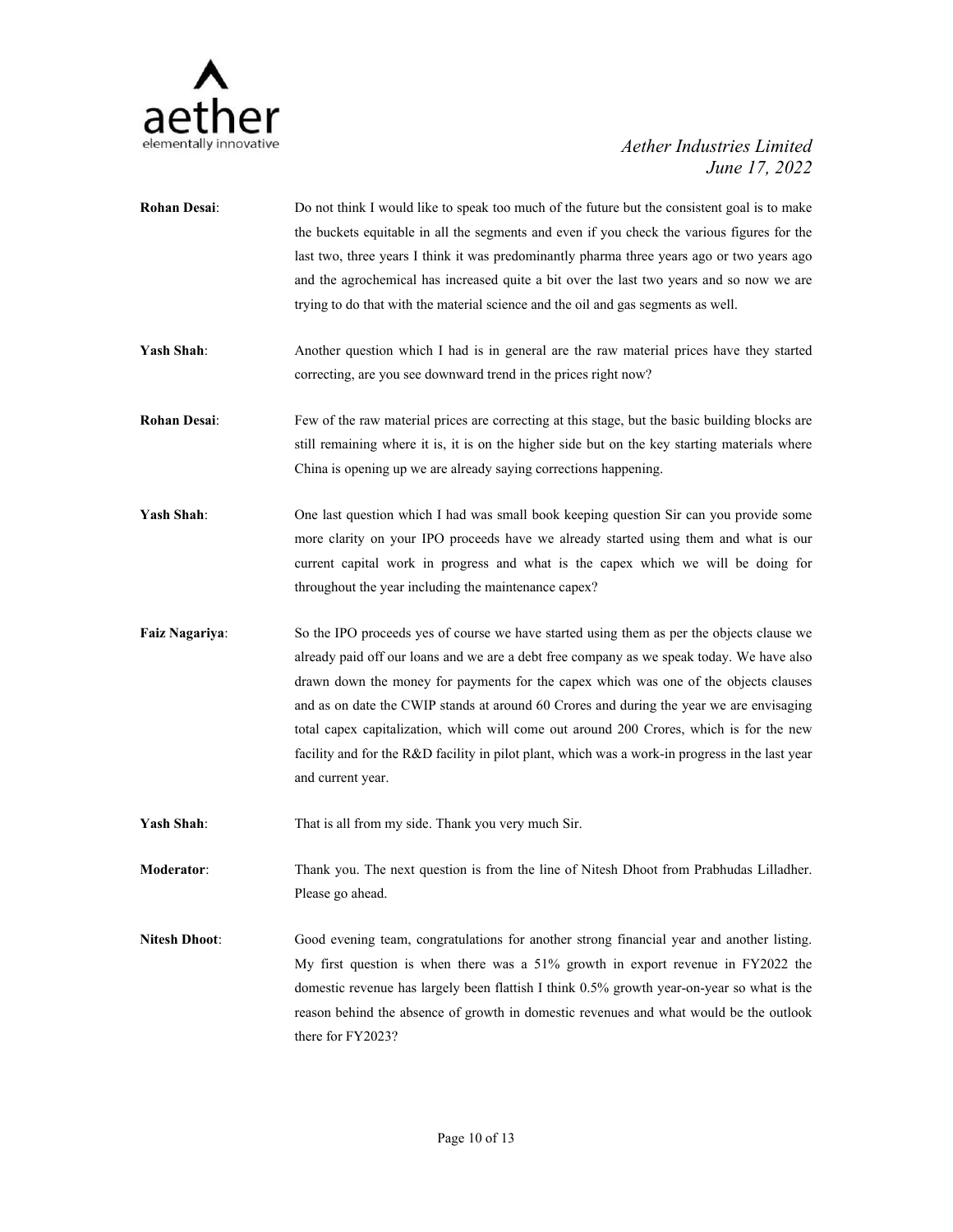**Rohan Desai**: Do not think I would like to speak too much of the future but the consistent goal is to make the buckets equitable in all the segments and even if you check the various figures for the last two, three years I think it was predominantly pharma three years ago or two years ago and the agrochemical has increased quite a bit over the last two years and so now we are trying to do that with the material science and the oil and gas segments as well.

**Yash Shah**: Another question which I had is in general are the raw material prices have they started correcting, are you see downward trend in the prices right now?

**Rohan Desai**: Few of the raw material prices are correcting at this stage, but the basic building blocks are still remaining where it is, it is on the higher side but on the key starting materials where China is opening up we are already saying corrections happening.

**Yash Shah**: One last question which I had was small book keeping question Sir can you provide some more clarity on your IPO proceeds have we already started using them and what is our current capital work in progress and what is the capex which we will be doing for throughout the year including the maintenance capex?

**Faiz Nagariya**: So the IPO proceeds yes of course we have started using them as per the objects clause we already paid off our loans and we are a debt free company as we speak today. We have also drawn down the money for payments for the capex which was one of the objects clauses and as on date the CWIP stands at around 60 Crores and during the year we are envisaging total capex capitalization, which will come out around 200 Crores, which is for the new facility and for the R&D facility in pilot plant, which was a work-in progress in the last year and current year.

**Yash Shah**: That is all from my side. Thank you very much Sir.

**Moderator**: Thank you. The next question is from the line of Nitesh Dhoot from Prabhudas Lilladher. Please go ahead.

**Nitesh Dhoot**: Good evening team, congratulations for another strong financial year and another listing. My first question is when there was a 51% growth in export revenue in FY2022 the domestic revenue has largely been flattish I think 0.5% growth year-on-year so what is the reason behind the absence of growth in domestic revenues and what would be the outlook there for FY2023?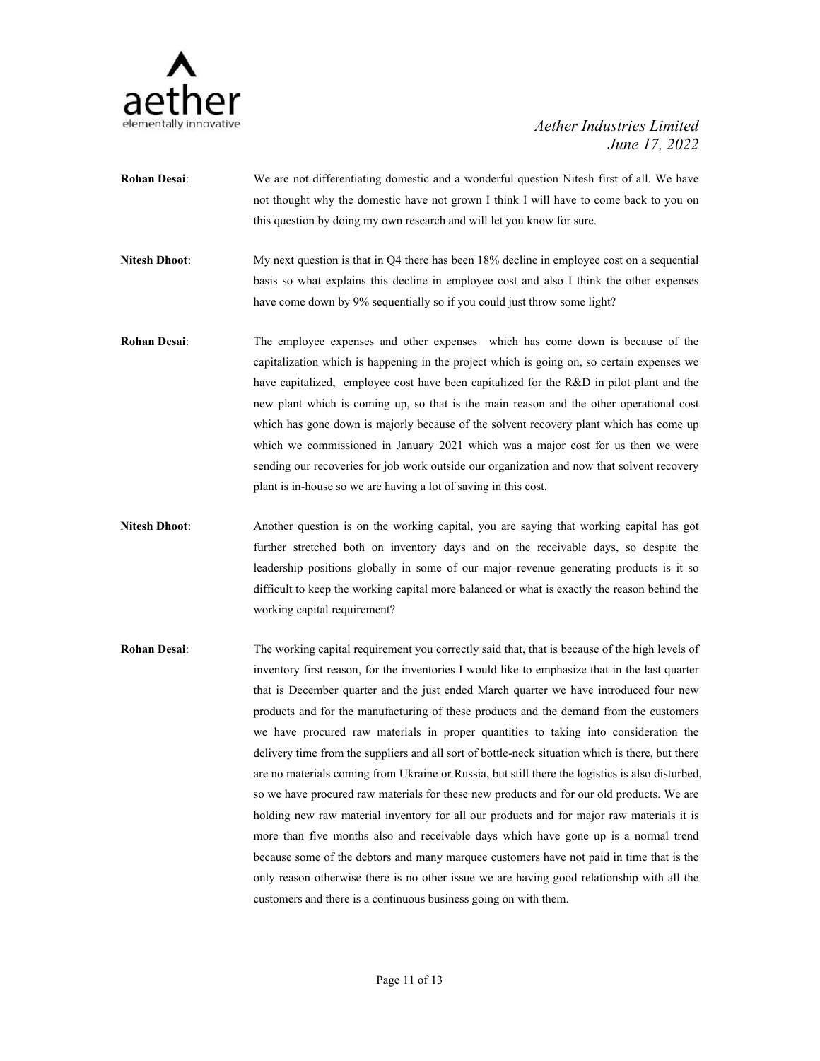**Rohan Desai**: We are not differentiating domestic and a wonderful question Nitesh first of all. We have not thought why the domestic have not grown I think I will have to come back to you on this question by doing my own research and will let you know for sure.

**Nitesh Dhoot**: My next question is that in Q4 there has been 18% decline in employee cost on a sequential basis so what explains this decline in employee cost and also I think the other expenses have come down by 9% sequentially so if you could just throw some light?

**Rohan Desai**: The employee expenses and other expenses which has come down is because of the capitalization which is happening in the project which is going on, so certain expenses we have capitalized, employee cost have been capitalized for the R&D in pilot plant and the new plant which is coming up, so that is the main reason and the other operational cost which has gone down is majorly because of the solvent recovery plant which has come up which we commissioned in January 2021 which was a major cost for us then we were sending our recoveries for job work outside our organization and now that solvent recovery plant is in-house so we are having a lot of saving in this cost.

**Nitesh Dhoot**: Another question is on the working capital, you are saying that working capital has got further stretched both on inventory days and on the receivable days, so despite the leadership positions globally in some of our major revenue generating products is it so difficult to keep the working capital more balanced or what is exactly the reason behind the working capital requirement?

**Rohan Desai**: The working capital requirement you correctly said that, that is because of the high levels of inventory first reason, for the inventories I would like to emphasize that in the last quarter that is December quarter and the just ended March quarter we have introduced four new products and for the manufacturing of these products and the demand from the customers we have procured raw materials in proper quantities to taking into consideration the delivery time from the suppliers and all sort of bottle-neck situation which is there, but there are no materials coming from Ukraine or Russia, but still there the logistics is also disturbed, so we have procured raw materials for these new products and for our old products. We are holding new raw material inventory for all our products and for major raw materials it is more than five months also and receivable days which have gone up is a normal trend because some of the debtors and many marquee customers have not paid in time that is the only reason otherwise there is no other issue we are having good relationship with all the customers and there is a continuous business going on with them.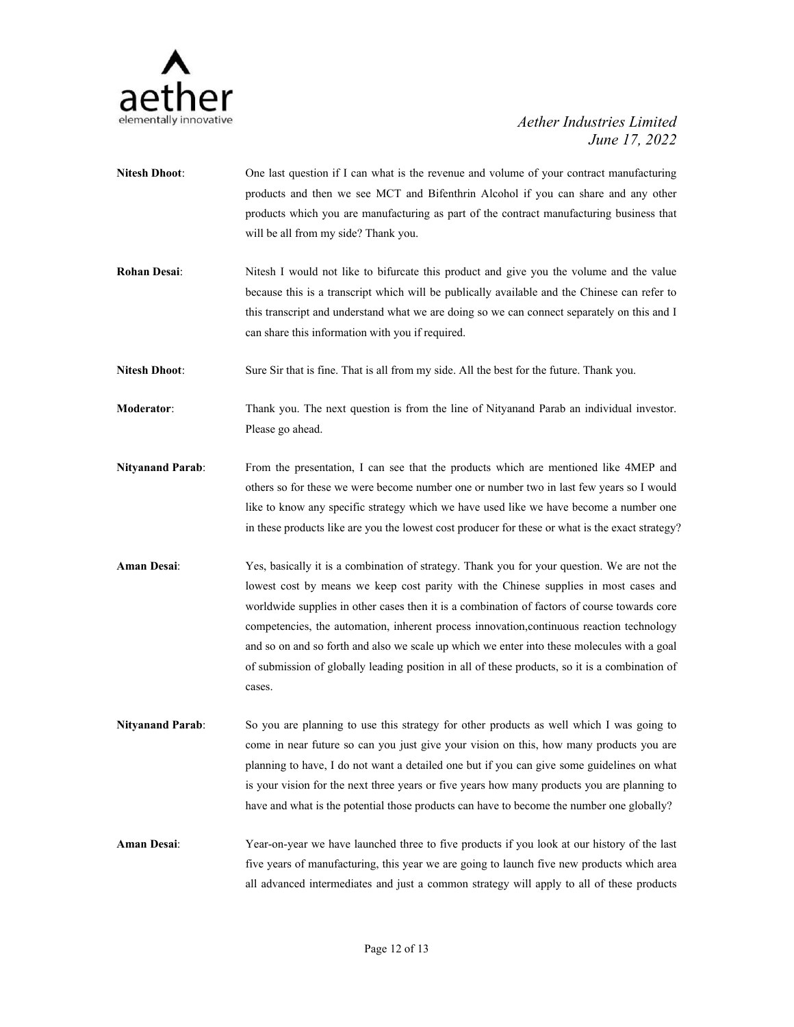**Nitesh Dhoot**: One last question if I can what is the revenue and volume of your contract manufacturing products and then we see MCT and Bifenthrin Alcohol if you can share and any other products which you are manufacturing as part of the contract manufacturing business that will be all from my side? Thank you.

**Rohan Desai**: Nitesh I would not like to bifurcate this product and give you the volume and the value because this is a transcript which will be publically available and the Chinese can refer to this transcript and understand what we are doing so we can connect separately on this and I can share this information with you if required.

**Nitesh Dhoot**: Sure Sir that is fine. That is all from my side. All the best for the future. Thank you.

**Moderator**: Thank you. The next question is from the line of Nityanand Parab an individual investor. Please go ahead.

**Nityanand Parab**: From the presentation, I can see that the products which are mentioned like 4MEP and others so for these we were become number one or number two in last few years so I would like to know any specific strategy which we have used like we have become a number one in these products like are you the lowest cost producer for these or what is the exact strategy?

**Aman Desai**: Yes, basically it is a combination of strategy. Thank you for your question. We are not the lowest cost by means we keep cost parity with the Chinese supplies in most cases and worldwide supplies in other cases then it is a combination of factors of course towards core competencies, the automation, inherent process innovation,continuous reaction technology and so on and so forth and also we scale up which we enter into these molecules with a goal of submission of globally leading position in all of these products, so it is a combination of cases.

**Nityanand Parab**: So you are planning to use this strategy for other products as well which I was going to come in near future so can you just give your vision on this, how many products you are planning to have, I do not want a detailed one but if you can give some guidelines on what is your vision for the next three years or five years how many products you are planning to have and what is the potential those products can have to become the number one globally?

**Aman Desai**: Year-on-year we have launched three to five products if you look at our history of the last five years of manufacturing, this year we are going to launch five new products which area all advanced intermediates and just a common strategy will apply to all of these products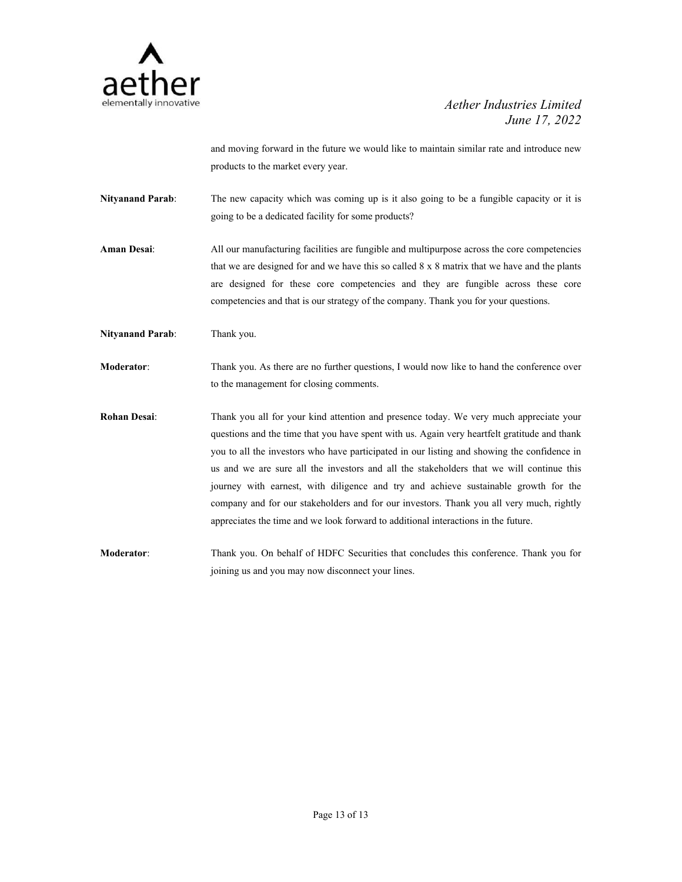and moving forward in the future we would like to maintain similar rate and introduce new products to the market every year.

**Nityanand Parab**: The new capacity which was coming up is it also going to be a fungible capacity or it is going to be a dedicated facility for some products?

**Aman Desai**: All our manufacturing facilities are fungible and multipurpose across the core competencies that we are designed for and we have this so called 8 x 8 matrix that we have and the plants are designed for these core competencies and they are fungible across these core competencies and that is our strategy of the company. Thank you for your questions.

**Nityanand Parab**: Thank you.

**Moderator**: Thank you. As there are no further questions, I would now like to hand the conference over to the management for closing comments.

**Rohan Desai**: Thank you all for your kind attention and presence today. We very much appreciate your questions and the time that you have spent with us. Again very heartfelt gratitude and thank you to all the investors who have participated in our listing and showing the confidence in us and we are sure all the investors and all the stakeholders that we will continue this journey with earnest, with diligence and try and achieve sustainable growth for the company and for our stakeholders and for our investors. Thank you all very much, rightly appreciates the time and we look forward to additional interactions in the future.

**Moderator**: Thank you. On behalf of HDFC Securities that concludes this conference. Thank you for joining us and you may now disconnect your lines.